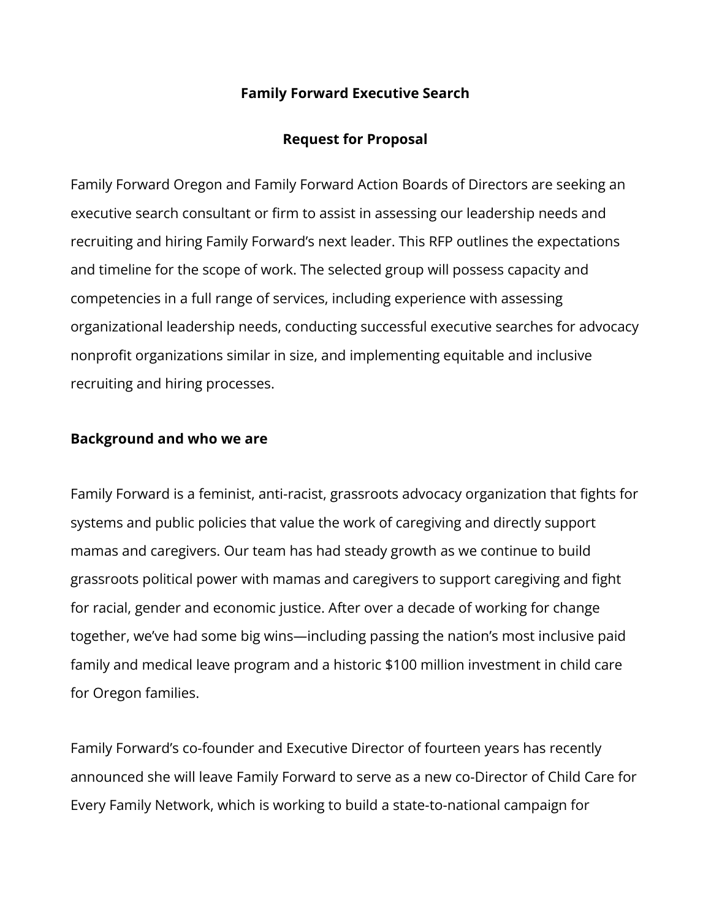# Family Forward Executive Search

## Request for Proposal

Family Forward Oregon and Family Forward Action Boards of Directors are seeking an executive search consultant or firm to assist in assessing our leadership needs and recruiting and hiring Family Forward's next leader. This RFP outlines the expectations and timeline for the scope of work. The selected group will possess capacity and competencies in a full range of services, including experience with assessing organizational leadership needs, conducting successful executive searches for advocacy nonprofit organizations similar in size, and implementing equitable and inclusive recruiting and hiring processes.

### Background and who we are

Family Forward is a feminist, anti-racist, grassroots advocacy organization that fights for systems and public policies that value the work of caregiving and directly support mamas and caregivers. Our team has had steady growth as we continue to build grassroots political power with mamas and caregivers to support caregiving and fight for racial, gender and economic justice. After over a decade of working for change together, we've had some big wins—including passing the nation's most inclusive paid family and medical leave program and a historic $100 million investment in child care for Oregon families.

Family Forward's co-founder and Executive Director of fourteen years has recently announced she will leave Family Forward to serve as a new co-Director of Child Care for Every Family Network, which is working to build a state-to-national campaign for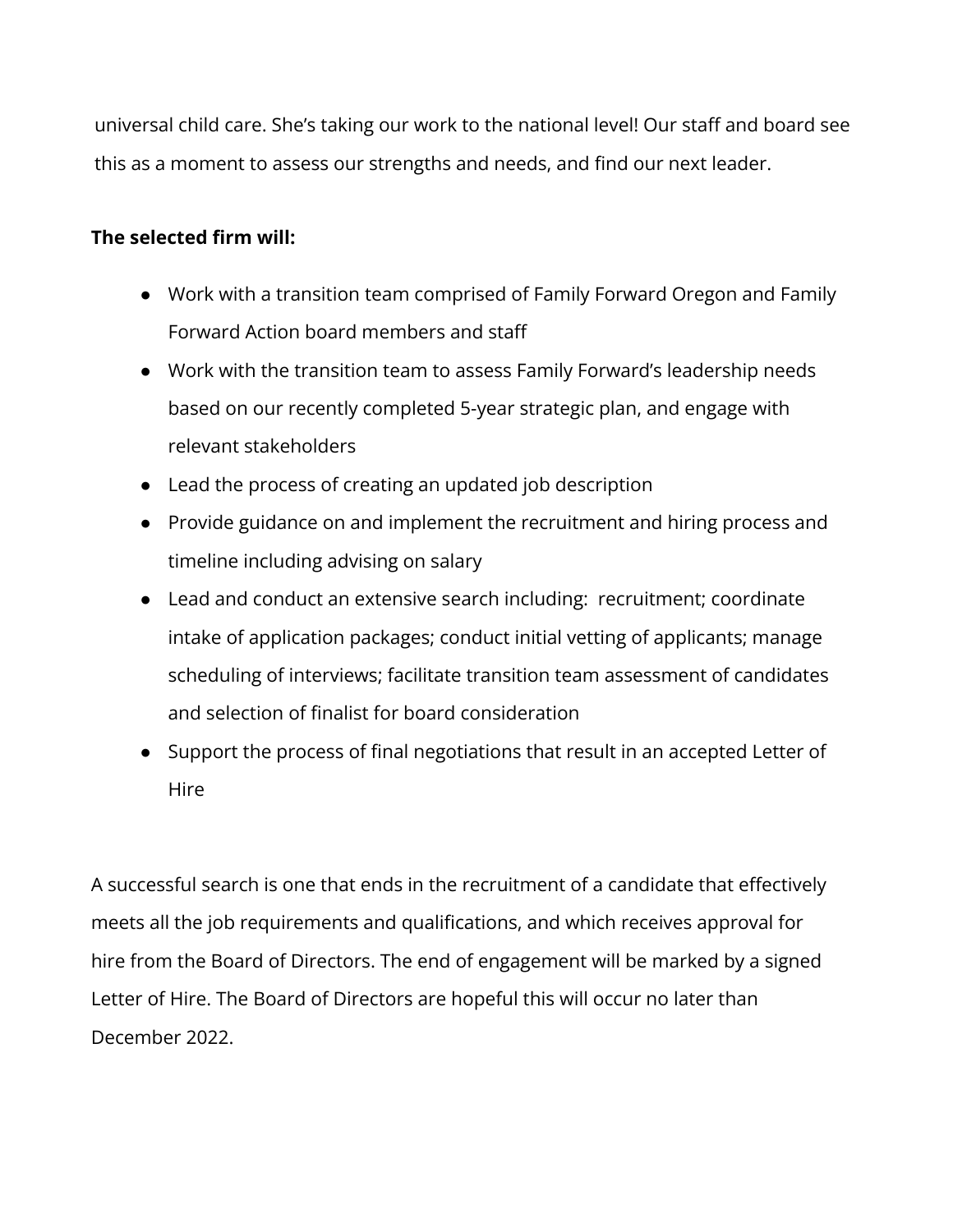universal child care. She's taking our work to the national level! Our staff and board see this as a moment to assess our strengths and needs, and find our next leader.

**The selected firm will:**

- Work with a transition team comprised of Family Forward Oregon and Family Forward Action board members and staff
- Work with the transition team to assess Family Forward's leadership needs based on our recently completed 5-year strategic plan, and engage with relevant stakeholders
- Lead the process of creating an updated job description
- Provide guidance on and implement the recruitment and hiring process and timeline including advising on salary
- Lead and conduct an extensive search including: recruitment; coordinate intake of application packages; conduct initial vetting of applicants; manage scheduling of interviews; facilitate transition team assessment of candidates and selection of finalist for board consideration
- Support the process of final negotiations that result in an accepted Letter of Hire

A successful search is one that ends in the recruitment of a candidate that effectively meets all the job requirements and qualifications, and which receives approval for hire from the Board of Directors. The end of engagement will be marked by a signed Letter of Hire. The Board of Directors are hopeful this will occur no later than December 2022.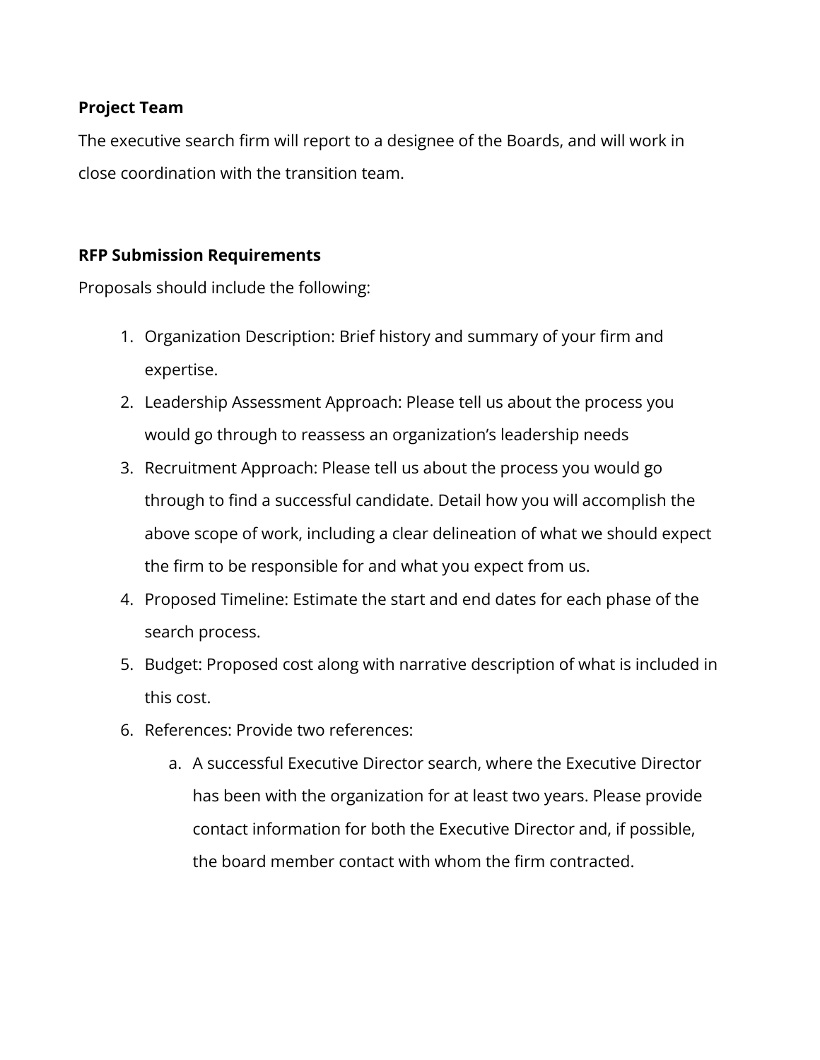**Project Team**

The executive search firm will report to a designee of the Boards, and will work in close coordination with the transition team.

**RFP Submission Requirements**

Proposals should include the following:

1. Organization Description: Brief history and summary of your firm and expertise.
2. Leadership Assessment Approach: Please tell us about the process you would go through to reassess an organization's leadership needs
3. Recruitment Approach: Please tell us about the process you would go through to find a successful candidate. Detail how you will accomplish the above scope of work, including a clear delineation of what we should expect the firm to be responsible for and what you expect from us.
4. Proposed Timeline: Estimate the start and end dates for each phase of the search process.
5. Budget: Proposed cost along with narrative description of what is included in this cost.
6. References: Provide two references:
    a. A successful Executive Director search, where the Executive Director has been with the organization for at least two years. Please provide contact information for both the Executive Director and, if possible, the board member contact with whom the firm contracted.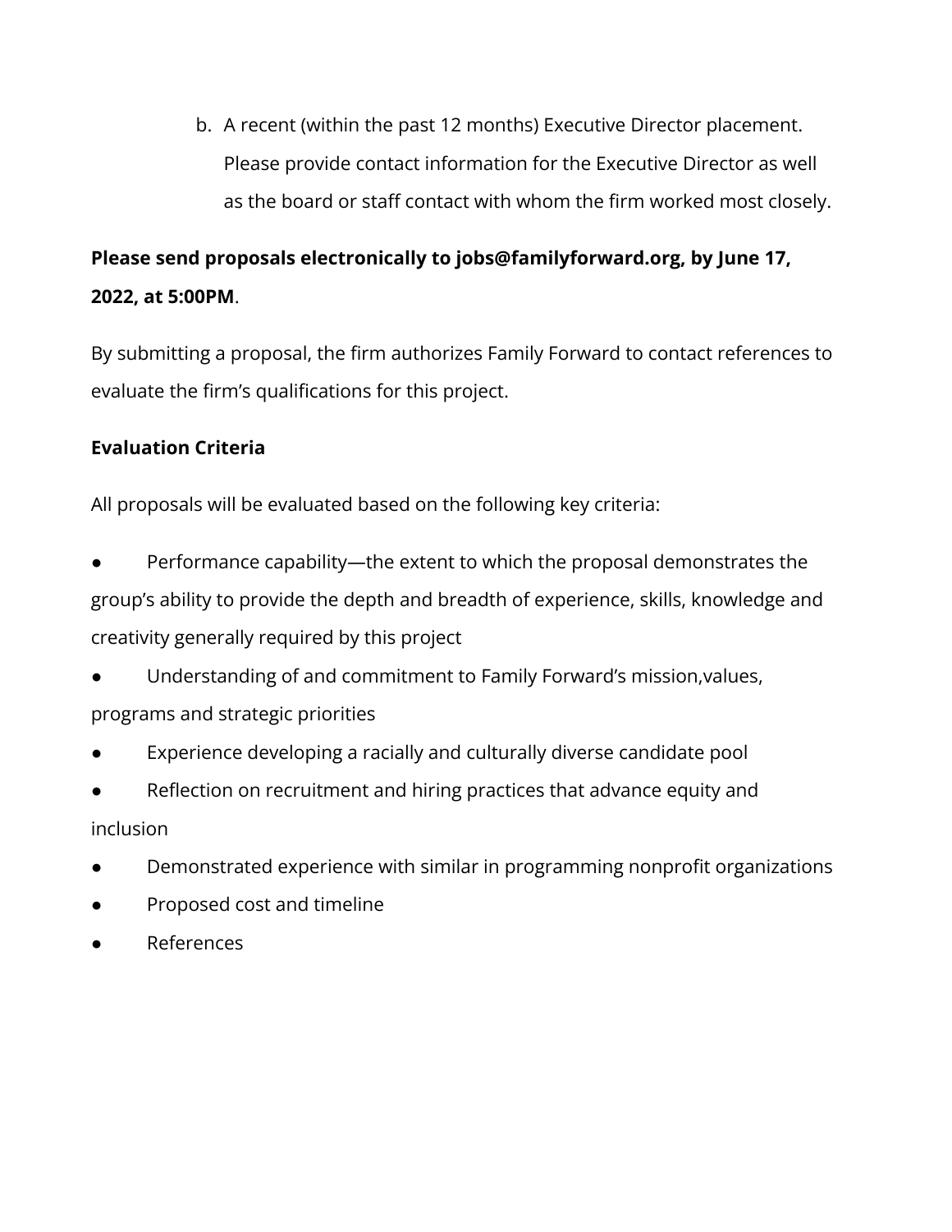b. A recent (within the past 12 months) Executive Director placement. Please provide contact information for the Executive Director as well as the board or staff contact with whom the firm worked most closely.

**Please send proposals electronically to jobs@familyforward.org, by June 17, 2022, at 5:00PM**.

By submitting a proposal, the firm authorizes Family Forward to contact references to evaluate the firm's qualifications for this project.

**Evaluation Criteria**

All proposals will be evaluated based on the following key criteria:

- Performance capability—the extent to which the proposal demonstrates the group's ability to provide the depth and breadth of experience, skills, knowledge and creativity generally required by this project
- Understanding of and commitment to Family Forward's mission,values, programs and strategic priorities
- Experience developing a racially and culturally diverse candidate pool
- Reflection on recruitment and hiring practices that advance equity and inclusion
- Demonstrated experience with similar in programming nonprofit organizations
- Proposed cost and timeline
- References